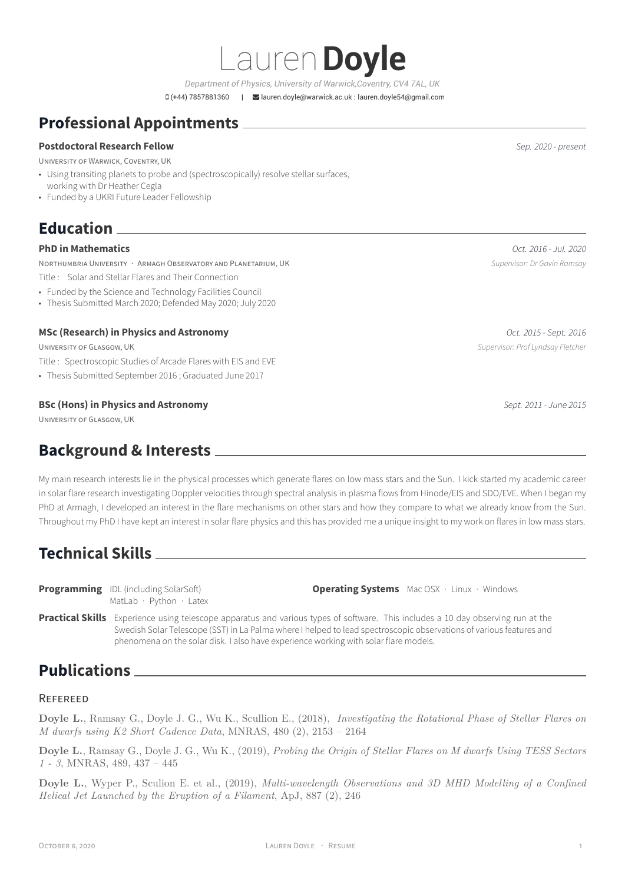# Lauren **Doyle**

*Department of Physics, University of Warwick,Coventry, CV4 7AL, UK*

(+44) 7857881360 | lauren.doyle@warwick.ac.uk : lauren.doyle54@gmail.com

## Professional Appointments

**Postdoctoral Research Fellow** *Sep. 2020 - present*

University of Warwick, Coventry, UK

- Using transiting planets to probe and (spectroscopically) resolve stellar surfaces, working with Dr Heather Cegla
- Funded by a UKRI Future Leader Fellowship

## Education

**PhD in Mathematics** *Oct. 2016 - Jul. 2020*

Northumbria University · Armagh Observatory and Planetarium, UK *Supervisor: Dr Gavin Ramsay*

Title : Solar and Stellar Flares and Their Connection

- Funded by the Science and Technology Facilities Council
- Thesis Submitted March 2020; Defended May 2020; July 2020

**MSc (Research) in Physics and Astronomy** *Oct. 2015 - Sept. 2016*

University of Glasgow, UK *Supervisor: Prof Lyndsay Fletcher*

Title : Spectroscopic Studies of Arcade Flares with EIS and EVE

- Thesis Submitted September 2016 ; Graduated June 2017

**BSc (Hons) in Physics and Astronomy** *Sept. 2011 - June 2015*

University of Glasgow, UK

## Background & Interests

My main research interests lie in the physical processes which generate flares on low mass stars and the Sun. I kick started my academic career in solar flare research investigating Doppler velocities through spectral analysis in plasma flows from Hinode/EIS and SDO/EVE. When I began my PhD at Armagh, I developed an interest in the flare mechanisms on other stars and how they compare to what we already know from the Sun. Throughout my PhD I have kept an interest in solar flare physics and this has provided me a unique insight to my work on flares in low mass stars.

## Technical Skills

**Programming** IDL (including SolarSoft) MatLab · Python · Latex

**Operating Systems** Mac OSX · Linux · Windows

**Practical Skills** Experience using telescope apparatus and various types of software. This includes a 10 day observing run at the Swedish Solar Telescope (SST) in La Palma where I helped to lead spectroscopic observations of various features and phenomena on the solar disk. I also have experience working with solar flare models.

## Publications

### Refereed

**Doyle L.**, Ramsay G., Doyle J. G., Wu K., Scullion E., (2018), *Investigating the Rotational Phase of Stellar Flares on M dwarfs using K2 Short Cadence Data*, MNRAS, 480 (2), 2153 – 2164

**Doyle L.**, Ramsay G., Doyle J. G., Wu K., (2019), *Probing the Origin of Stellar Flares on M dwarfs Using TESS Sectors 1 - 3*, MNRAS, 489, 437 – 445

**Doyle L.**, Wyper P., Sculion E. et al., (2019), *Multi-wavelength Observations and 3D MHD Modelling of a Confined Helical Jet Launched by the Eruption of a Filament*, ApJ, 887 (2), 246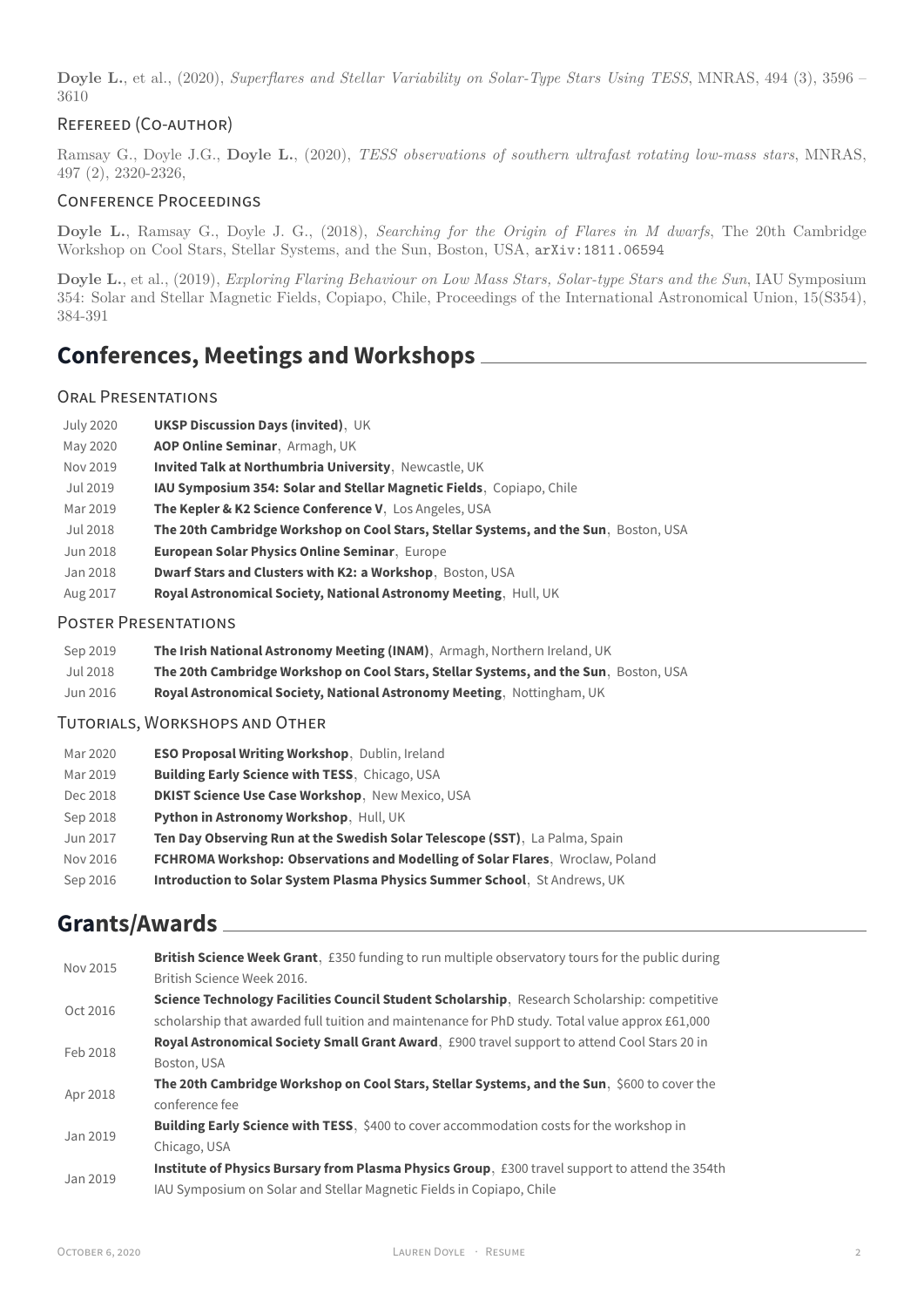**Doyle L.**, et al., (2020), *Superflares and Stellar Variability on Solar-Type Stars Using TESS*, MNRAS, 494 (3), 3596 – 3610

### Refereed (Co-author)

Ramsay G., Doyle J.G., **Doyle L.**, (2020), *TESS observations of southern ultrafast rotating low-mass stars*, MNRAS, 497 (2), 2320-2326,

### Conference Proceedings

**Doyle L.**, Ramsay G., Doyle J. G., (2018), *Searching for the Origin of Flares in M dwarfs*, The 20th Cambridge Workshop on Cool Stars, Stellar Systems, and the Sun, Boston, USA, `arXiv:1811.06594`

**Doyle L.**, et al., (2019), *Exploring Flaring Behaviour on Low Mass Stars, Solar-type Stars and the Sun*, IAU Symposium 354: Solar and Stellar Magnetic Fields, Copiapo, Chile, Proceedings of the International Astronomical Union, 15(S354), 384-391

## Conferences, Meetings and Workshops

### Oral Presentations

| | |
|---|---|
| July 2020 | **UKSP Discussion Days (invited)**, UK |
| May 2020 | **AOP Online Seminar**, Armagh, UK |
| Nov 2019 | **Invited Talk at Northumbria University**, Newcastle, UK |
| Jul 2019 | **IAU Symposium 354: Solar and Stellar Magnetic Fields**, Copiapo, Chile |
| Mar 2019 | **The Kepler & K2 Science Conference V**, Los Angeles, USA |
| Jul 2018 | **The 20th Cambridge Workshop on Cool Stars, Stellar Systems, and the Sun**, Boston, USA |
| Jun 2018 | **European Solar Physics Online Seminar**, Europe |
| Jan 2018 | **Dwarf Stars and Clusters with K2: a Workshop**, Boston, USA |
| Aug 2017 | **Royal Astronomical Society, National Astronomy Meeting**, Hull, UK |

### Poster Presentations

| | |
|---|---|
| Sep 2019 | **The Irish National Astronomy Meeting (INAM)**, Armagh, Northern Ireland, UK |
| Jul 2018 | **The 20th Cambridge Workshop on Cool Stars, Stellar Systems, and the Sun**, Boston, USA |
| Jun 2016 | **Royal Astronomical Society, National Astronomy Meeting**, Nottingham, UK |

### Tutorials, Workshops and Other

| | |
|---|---|
| Mar 2020 | **ESO Proposal Writing Workshop**, Dublin, Ireland |
| Mar 2019 | **Building Early Science with TESS**, Chicago, USA |
| Dec 2018 | **DKIST Science Use Case Workshop**, New Mexico, USA |
| Sep 2018 | **Python in Astronomy Workshop**, Hull, UK |
| Jun 2017 | **Ten Day Observing Run at the Swedish Solar Telescope (SST)**, La Palma, Spain |
| Nov 2016 | **FCHROMA Workshop: Observations and Modelling of Solar Flares**, Wroclaw, Poland |
| Sep 2016 | **Introduction to Solar System Plasma Physics Summer School**, St Andrews, UK |

## Grants/Awards

| | |
|---|---|
| Nov 2015 | **British Science Week Grant**, £350 funding to run multiple observatory tours for the public during British Science Week 2016. |
| Oct 2016 | **Science Technology Facilities Council Student Scholarship**, Research Scholarship: competitive scholarship that awarded full tuition and maintenance for PhD study. Total value approx £61,000 |
| Feb 2018 | **Royal Astronomical Society Small Grant Award**, £900 travel support to attend Cool Stars 20 in Boston, USA |
| Apr 2018 | **The 20th Cambridge Workshop on Cool Stars, Stellar Systems, and the Sun**, $600 to cover the conference fee |
| Jan 2019 | **Building Early Science with TESS**, $400 to cover accommodation costs for the workshop in Chicago, USA |
| Jan 2019 | **Institute of Physics Bursary from Plasma Physics Group**, £300 travel support to attend the 354th IAU Symposium on Solar and Stellar Magnetic Fields in Copiapo, Chile |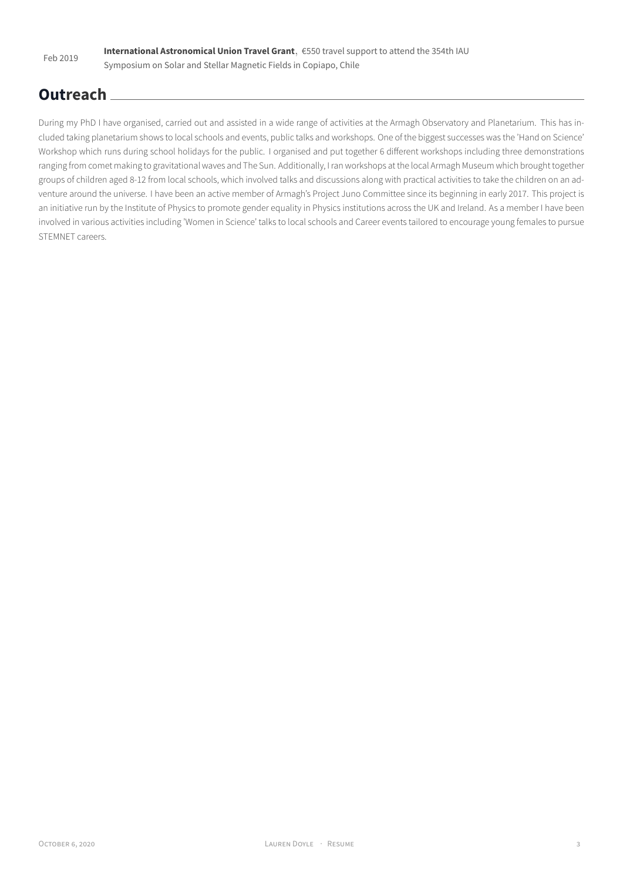| | |
|---|---|
| Feb 2019 | **International Astronomical Union Travel Grant**, €550 travel support to attend the 354th IAU Symposium on Solar and Stellar Magnetic Fields in Copiapo, Chile |

## Outreach

During my PhD I have organised, carried out and assisted in a wide range of activities at the Armagh Observatory and Planetarium. This has included taking planetarium shows to local schools and events, public talks and workshops. One of the biggest successes was the 'Hand on Science' Workshop which runs during school holidays for the public. I organised and put together 6 different workshops including three demonstrations ranging from comet making to gravitational waves and The Sun. Additionally, I ran workshops at the local Armagh Museum which brought together groups of children aged 8-12 from local schools, which involved talks and discussions along with practical activities to take the children on an adventure around the universe. I have been an active member of Armagh's Project Juno Committee since its beginning in early 2017. This project is an initiative run by the Institute of Physics to promote gender equality in Physics institutions across the UK and Ireland. As a member I have been involved in various activities including 'Women in Science' talks to local schools and Career events tailored to encourage young females to pursue STEMNET careers.